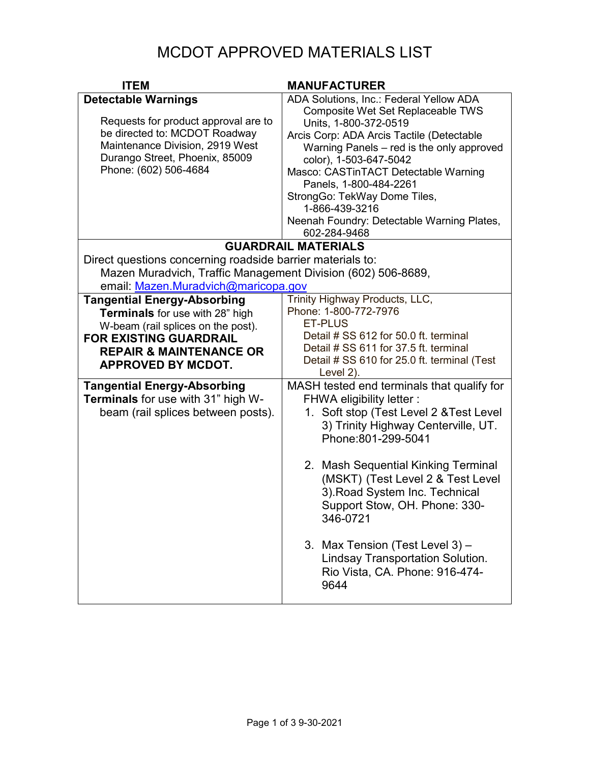# MCDOT APPROVED MATERIALS LIST

| ITEM | MANUFACTURER |
| --- | --- |
| **Detectable Warnings**<br><br>Requests for product approval are to be directed to: MCDOT Roadway Maintenance Division, 2919 West Durango Street, Phoenix, 85009 Phone: (602) 506-4684 | ADA Solutions, Inc.: Federal Yellow ADA Composite Wet Set Replaceable TWS Units, 1-800-372-0519<br>Arcis Corp: ADA Arcis Tactile (Detectable Warning Panels – red is the only approved color), 1-503-647-5042<br>Masco: CASTinTACT Detectable Warning Panels, 1-800-484-2261<br>StrongGo: TekWay Dome Tiles, 1-866-439-3216<br>Neenah Foundry: Detectable Warning Plates, 602-284-9468 |
| **GUARDRAIL MATERIALS**<br>Direct questions concerning roadside barrier materials to:<br>Mazen Muradvich, Traffic Management Division (602) 506-8689, email: Mazen.Muradvich@maricopa.gov | |
| **Tangential Energy-Absorbing Terminals** for use with 28" high W-beam (rail splices on the post).<br>**FOR EXISTING GUARDRAIL REPAIR & MAINTENANCE OR APPROVED BY MCDOT.** | Trinity Highway Products, LLC, Phone: 1-800-772-7976<br>ET-PLUS<br>Detail # SS 612 for 50.0 ft. terminal<br>Detail # SS 611 for 37.5 ft. terminal<br>Detail # SS 610 for 25.0 ft. terminal (Test Level 2). |
| **Tangential Energy-Absorbing Terminals** for use with 31" high W-beam (rail splices between posts). | MASH tested end terminals that qualify for FHWA eligibility letter :<br>1. Soft stop (Test Level 2 &Test Level 3) Trinity Highway Centerville, UT. Phone:801-299-5041<br>2. Mash Sequential Kinking Terminal (MSKT) (Test Level 2 & Test Level 3).Road System Inc. Technical Support Stow, OH. Phone: 330-346-0721<br>3. Max Tension (Test Level 3) – Lindsay Transportation Solution. Rio Vista, CA. Phone: 916-474-9644 |

9-30-2021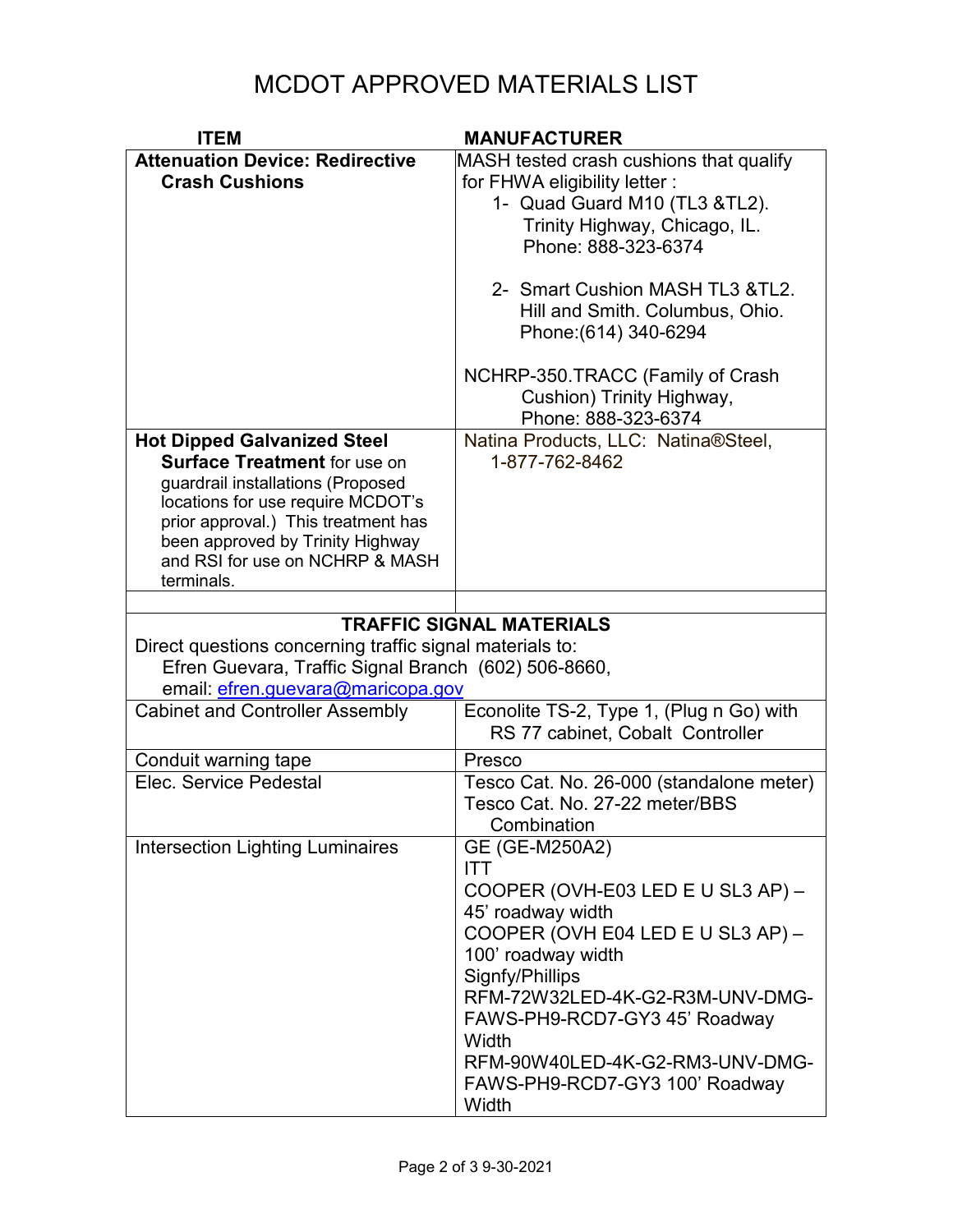# MCDOT APPROVED MATERIALS LIST

| ITEM | MANUFACTURER |
|---|---|
| **Attenuation Device: Redirective Crash Cushions** | MASH tested crash cushions that qualify for FHWA eligibility letter :<br>1- Quad Guard M10 (TL3 &TL2). Trinity Highway, Chicago, IL. Phone: 888-323-6374<br><br>2- Smart Cushion MASH TL3 &TL2. Hill and Smith. Columbus, Ohio. Phone:(614) 340-6294<br><br>NCHRP-350.TRACC (Family of Crash Cushion) Trinity Highway, Phone: 888-323-6374 |
| **Hot Dipped Galvanized Steel Surface Treatment** for use on guardrail installations (Proposed locations for use require MCDOT's prior approval.) This treatment has been approved by Trinity Highway and RSI for use on NCHRP & MASH terminals. | Natina Products, LLC: Natina®Steel, 1-877-762-8462 |
| | |
| **TRAFFIC SIGNAL MATERIALS**<br>Direct questions concerning traffic signal materials to:<br>Efren Guevara, Traffic Signal Branch (602) 506-8660,<br>email: efren.guevara@maricopa.gov | |
| Cabinet and Controller Assembly | Econolite TS-2, Type 1, (Plug n Go) with RS 77 cabinet, Cobalt Controller |
| Conduit warning tape | Presco |
| Elec. Service Pedestal | Tesco Cat. No. 26-000 (standalone meter)<br>Tesco Cat. No. 27-22 meter/BBS Combination |
| Intersection Lighting Luminaires | GE (GE-M250A2)<br>ITT<br>COOPER (OVH-E03 LED E U SL3 AP) – 45' roadway width<br>COOPER (OVH E04 LED E U SL3 AP) – 100' roadway width<br>Signfy/Phillips<br>RFM-72W32LED-4K-G2-R3M-UNV-DMG-FAWS-PH9-RCD7-GY3 45' Roadway Width<br>RFM-90W40LED-4K-G2-RM3-UNV-DMG-FAWS-PH9-RCD7-GY3 100' Roadway Width |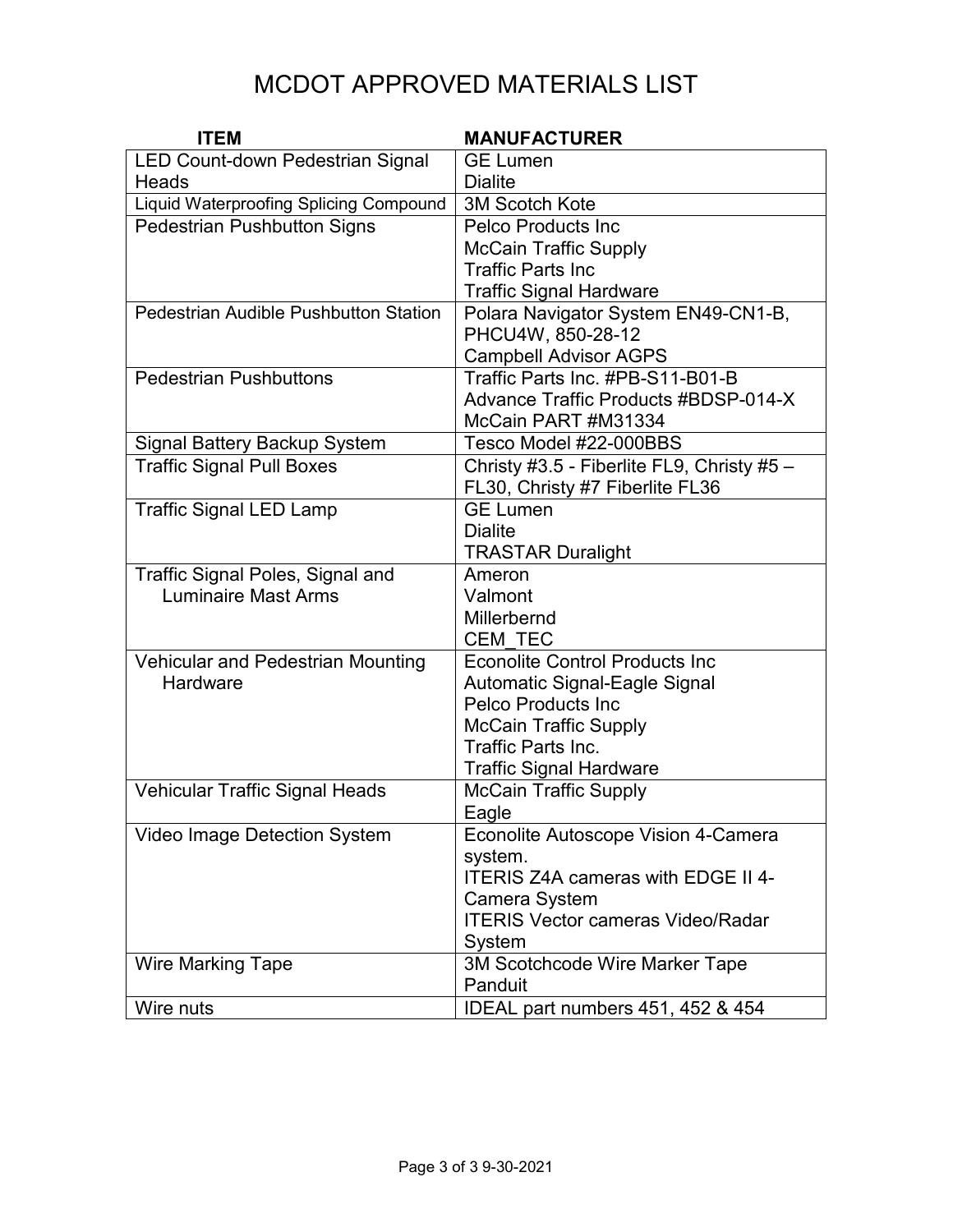# MCDOT APPROVED MATERIALS LIST

| ITEM | MANUFACTURER |
|---|---|
| LED Count-down Pedestrian Signal Heads | GE Lumen<br>Dialite |
| Liquid Waterproofing Splicing Compound | 3M Scotch Kote |
| Pedestrian Pushbutton Signs | Pelco Products Inc<br>McCain Traffic Supply<br>Traffic Parts Inc<br>Traffic Signal Hardware |
| Pedestrian Audible Pushbutton Station | Polara Navigator System EN49-CN1-B, PHCU4W, 850-28-12<br>Campbell Advisor AGPS |
| Pedestrian Pushbuttons | Traffic Parts Inc. #PB-S11-B01-B<br>Advance Traffic Products #BDSP-014-X<br>McCain PART #M31334 |
| Signal Battery Backup System | Tesco Model #22-000BBS |
| Traffic Signal Pull Boxes | Christy #3.5 - Fiberlite FL9, Christy #5 – FL30, Christy #7 Fiberlite FL36 |
| Traffic Signal LED Lamp | GE Lumen<br>Dialite<br>TRASTAR Duralight |
| Traffic Signal Poles, Signal and Luminaire Mast Arms | Ameron<br>Valmont<br>Millerbernd<br>CEM_TEC |
| Vehicular and Pedestrian Mounting Hardware | Econolite Control Products Inc<br>Automatic Signal-Eagle Signal<br>Pelco Products Inc<br>McCain Traffic Supply<br>Traffic Parts Inc.<br>Traffic Signal Hardware |
| Vehicular Traffic Signal Heads | McCain Traffic Supply<br>Eagle |
| Video Image Detection System | Econolite Autoscope Vision 4-Camera system.<br>ITERIS Z4A cameras with EDGE II 4-Camera System<br>ITERIS Vector cameras Video/Radar System |
| Wire Marking Tape | 3M Scotchcode Wire Marker Tape<br>Panduit |
| Wire nuts | IDEAL part numbers 451, 452 & 454 |